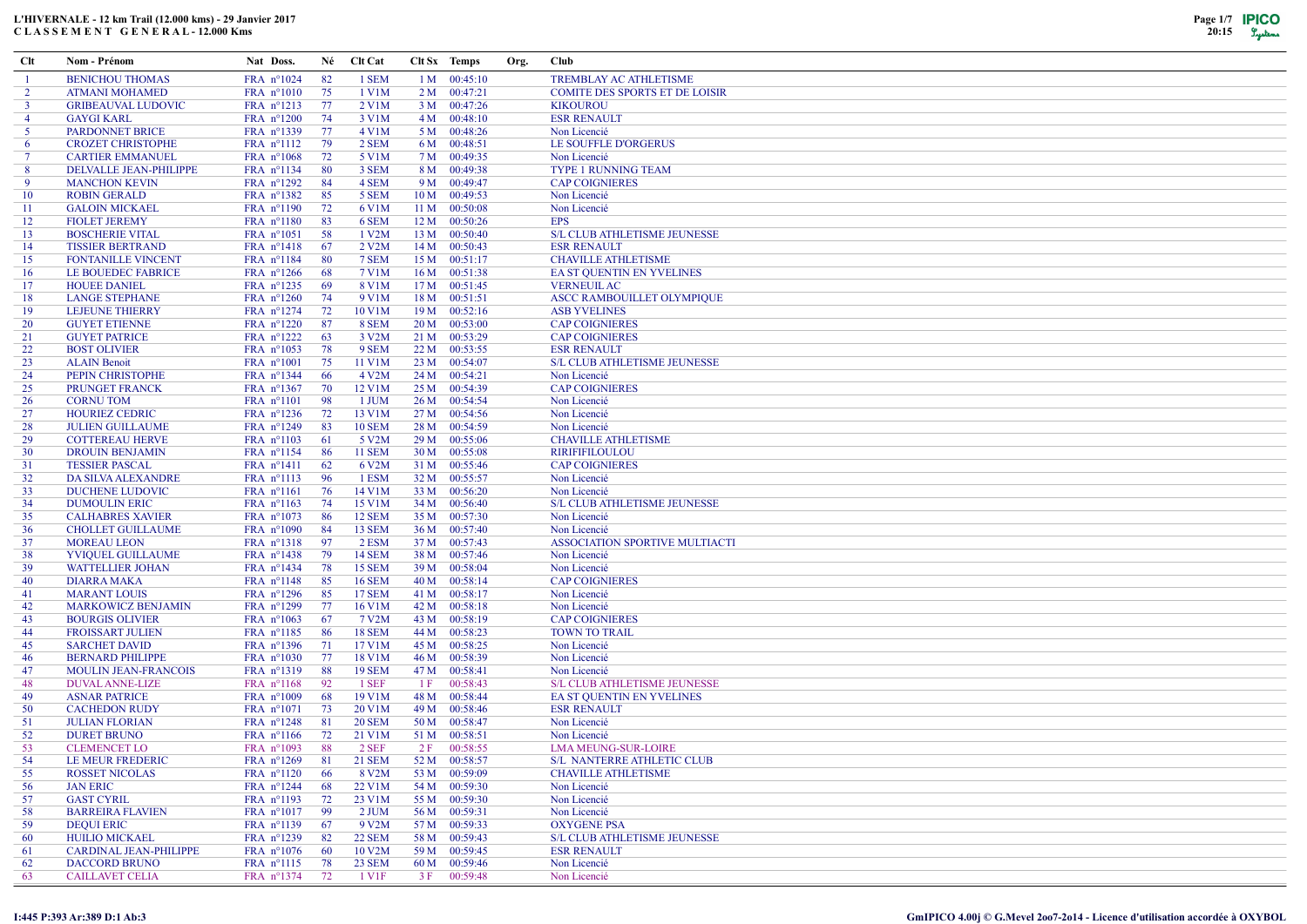# L'HIVERNALE - 12 km Trail (12.000 kms) - 29 Janvier 2017
## C L A S S E M E N T   G E N E R A L - 12.000 Kms

| Clt | Nom - Prénom | Nat | Doss. | Né | Clt Cat | Clt Sx | Temps | Org. | Club |
|---|---|---|---|---|---|---|---|---|---|
| 1 | BENICHOU THOMAS | FRA | n°1024 | 82 | 1 SEM | 1 M | 00:45:10 | | TREMBLAY AC ATHLETISME |
| 2 | ATMANI MOHAMED | FRA | n°1010 | 75 | 1 V1M | 2 M | 00:47:21 | | COMITE DES SPORTS ET DE LOISIR |
| 3 | GRIBEAUVAL LUDOVIC | FRA | n°1213 | 77 | 2 V1M | 3 M | 00:47:26 | | KIKOUROU |
| 4 | GAYGI KARL | FRA | n°1200 | 74 | 3 V1M | 4 M | 00:48:10 | | ESR RENAULT |
| 5 | PARDONNET BRICE | FRA | n°1339 | 77 | 4 V1M | 5 M | 00:48:26 | | Non Licencié |
| 6 | CROZET CHRISTOPHE | FRA | n°1112 | 79 | 2 SEM | 6 M | 00:48:51 | | LE SOUFFLE D'ORGERUS |
| 7 | CARTIER EMMANUEL | FRA | n°1068 | 72 | 5 V1M | 7 M | 00:49:35 | | Non Licencié |
| 8 | DELVALLE JEAN-PHILIPPE | FRA | n°1134 | 80 | 3 SEM | 8 M | 00:49:38 | | TYPE 1 RUNNING TEAM |
| 9 | MANCHON KEVIN | FRA | n°1292 | 84 | 4 SEM | 9 M | 00:49:47 | | CAP COIGNIERES |
| 10 | ROBIN GERALD | FRA | n°1382 | 85 | 5 SEM | 10 M | 00:49:53 | | Non Licencié |
| 11 | GALOIN MICKAEL | FRA | n°1190 | 72 | 6 V1M | 11 M | 00:50:08 | | Non Licencié |
| 12 | FIOLET JEREMY | FRA | n°1180 | 83 | 6 SEM | 12 M | 00:50:26 | | EPS |
| 13 | BOSCHERIE VITAL | FRA | n°1051 | 58 | 1 V2M | 13 M | 00:50:40 | | S/L CLUB ATHLETISME JEUNESSE |
| 14 | TISSIER BERTRAND | FRA | n°1418 | 67 | 2 V2M | 14 M | 00:50:43 | | ESR RENAULT |
| 15 | FONTANILLE VINCENT | FRA | n°1184 | 80 | 7 SEM | 15 M | 00:51:17 | | CHAVILLE ATHLETISME |
| 16 | LE BOUEDEC FABRICE | FRA | n°1266 | 68 | 7 V1M | 16 M | 00:51:38 | | EA ST QUENTIN EN YVELINES |
| 17 | HOUEE DANIEL | FRA | n°1235 | 69 | 8 V1M | 17 M | 00:51:45 | | VERNEUIL AC |
| 18 | LANGE STEPHANE | FRA | n°1260 | 74 | 9 V1M | 18 M | 00:51:51 | | ASCC RAMBOUILLET OLYMPIQUE |
| 19 | LEJEUNE THIERRY | FRA | n°1274 | 72 | 10 V1M | 19 M | 00:52:16 | | ASB YVELINES |
| 20 | GUYET ETIENNE | FRA | n°1220 | 87 | 8 SEM | 20 M | 00:53:00 | | CAP COIGNIERES |
| 21 | GUYET PATRICE | FRA | n°1222 | 63 | 3 V2M | 21 M | 00:53:29 | | CAP COIGNIERES |
| 22 | BOST OLIVIER | FRA | n°1053 | 78 | 9 SEM | 22 M | 00:53:55 | | ESR RENAULT |
| 23 | ALAIN Benoit | FRA | n°1001 | 75 | 11 V1M | 23 M | 00:54:07 | | S/L CLUB ATHLETISME JEUNESSE |
| 24 | PEPIN CHRISTOPHE | FRA | n°1344 | 66 | 4 V2M | 24 M | 00:54:21 | | Non Licencié |
| 25 | PRUNGET FRANCK | FRA | n°1367 | 70 | 12 V1M | 25 M | 00:54:39 | | CAP COIGNIERES |
| 26 | CORNU TOM | FRA | n°1101 | 98 | 1 JUM | 26 M | 00:54:54 | | Non Licencié |
| 27 | HOURIEZ CEDRIC | FRA | n°1236 | 72 | 13 V1M | 27 M | 00:54:56 | | Non Licencié |
| 28 | JULIEN GUILLAUME | FRA | n°1249 | 83 | 10 SEM | 28 M | 00:54:59 | | Non Licencié |
| 29 | COTTEREAU HERVE | FRA | n°1103 | 61 | 5 V2M | 29 M | 00:55:06 | | CHAVILLE ATHLETISME |
| 30 | DROUIN BENJAMIN | FRA | n°1154 | 86 | 11 SEM | 30 M | 00:55:08 | | RIRIFIFILOULOU |
| 31 | TESSIER PASCAL | FRA | n°1411 | 62 | 6 V2M | 31 M | 00:55:46 | | CAP COIGNIERES |
| 32 | DA SILVA ALEXANDRE | FRA | n°1113 | 96 | 1 ESM | 32 M | 00:55:57 | | Non Licencié |
| 33 | DUCHENE LUDOVIC | FRA | n°1161 | 76 | 14 V1M | 33 M | 00:56:20 | | Non Licencié |
| 34 | DUMOULIN ERIC | FRA | n°1163 | 74 | 15 V1M | 34 M | 00:56:40 | | S/L CLUB ATHLETISME JEUNESSE |
| 35 | CALHABRES XAVIER | FRA | n°1073 | 86 | 12 SEM | 35 M | 00:57:30 | | Non Licencié |
| 36 | CHOLLET GUILLAUME | FRA | n°1090 | 84 | 13 SEM | 36 M | 00:57:40 | | Non Licencié |
| 37 | MOREAU LEON | FRA | n°1318 | 97 | 2 ESM | 37 M | 00:57:43 | | ASSOCIATION SPORTIVE MULTIACTI |
| 38 | YVIQUEL GUILLAUME | FRA | n°1438 | 79 | 14 SEM | 38 M | 00:57:46 | | Non Licencié |
| 39 | WATTELLIER JOHAN | FRA | n°1434 | 78 | 15 SEM | 39 M | 00:58:04 | | Non Licencié |
| 40 | DIARRA MAKA | FRA | n°1148 | 85 | 16 SEM | 40 M | 00:58:14 | | CAP COIGNIERES |
| 41 | MARANT LOUIS | FRA | n°1296 | 85 | 17 SEM | 41 M | 00:58:17 | | Non Licencié |
| 42 | MARKOWICZ BENJAMIN | FRA | n°1299 | 77 | 16 V1M | 42 M | 00:58:18 | | Non Licencié |
| 43 | BOURGIS OLIVIER | FRA | n°1063 | 67 | 7 V2M | 43 M | 00:58:19 | | CAP COIGNIERES |
| 44 | FROISSART JULIEN | FRA | n°1185 | 86 | 18 SEM | 44 M | 00:58:23 | | TOWN TO TRAIL |
| 45 | SARCHET DAVID | FRA | n°1396 | 71 | 17 V1M | 45 M | 00:58:25 | | Non Licencié |
| 46 | BERNARD PHILIPPE | FRA | n°1030 | 77 | 18 V1M | 46 M | 00:58:39 | | Non Licencié |
| 47 | MOULIN JEAN-FRANCOIS | FRA | n°1319 | 88 | 19 SEM | 47 M | 00:58:41 | | Non Licencié |
| 48 | DUVAL ANNE-LIZE | FRA | n°1168 | 92 | 1 SEF | 1 F | 00:58:43 | | S/L CLUB ATHLETISME JEUNESSE |
| 49 | ASNAR PATRICE | FRA | n°1009 | 68 | 19 V1M | 48 M | 00:58:44 | | EA ST QUENTIN EN YVELINES |
| 50 | CACHEDON RUDY | FRA | n°1071 | 73 | 20 V1M | 49 M | 00:58:46 | | ESR RENAULT |
| 51 | JULIAN FLORIAN | FRA | n°1248 | 81 | 20 SEM | 50 M | 00:58:47 | | Non Licencié |
| 52 | DURET BRUNO | FRA | n°1166 | 72 | 21 V1M | 51 M | 00:58:51 | | Non Licencié |
| 53 | CLEMENCET LO | FRA | n°1093 | 88 | 2 SEF | 2 F | 00:58:55 | | LMA MEUNG-SUR-LOIRE |
| 54 | LE MEUR FREDERIC | FRA | n°1269 | 81 | 21 SEM | 52 M | 00:58:57 | | S/L NANTERRE ATHLETIC CLUB |
| 55 | ROSSET NICOLAS | FRA | n°1120 | 66 | 8 V2M | 53 M | 00:59:09 | | CHAVILLE ATHLETISME |
| 56 | JAN ERIC | FRA | n°1244 | 68 | 22 V1M | 54 M | 00:59:30 | | Non Licencié |
| 57 | GAST CYRIL | FRA | n°1193 | 72 | 23 V1M | 55 M | 00:59:30 | | Non Licencié |
| 58 | BARREIRA FLAVIEN | FRA | n°1017 | 99 | 2 JUM | 56 M | 00:59:31 | | Non Licencié |
| 59 | DEQUI ERIC | FRA | n°1139 | 67 | 9 V2M | 57 M | 00:59:33 | | OXYGENE PSA |
| 60 | HUILIO MICKAEL | FRA | n°1239 | 82 | 22 SEM | 58 M | 00:59:43 | | S/L CLUB ATHLETISME JEUNESSE |
| 61 | CARDINAL JEAN-PHILIPPE | FRA | n°1076 | 60 | 10 V2M | 59 M | 00:59:45 | | ESR RENAULT |
| 62 | DACCORD BRUNO | FRA | n°1115 | 78 | 23 SEM | 60 M | 00:59:46 | | Non Licencié |
| 63 | CAILLAVET CELIA | FRA | n°1374 | 72 | 1 V1F | 3 F | 00:59:48 | | Non Licencié |

I:445 P:393 Ar:389 D:1 Ab:3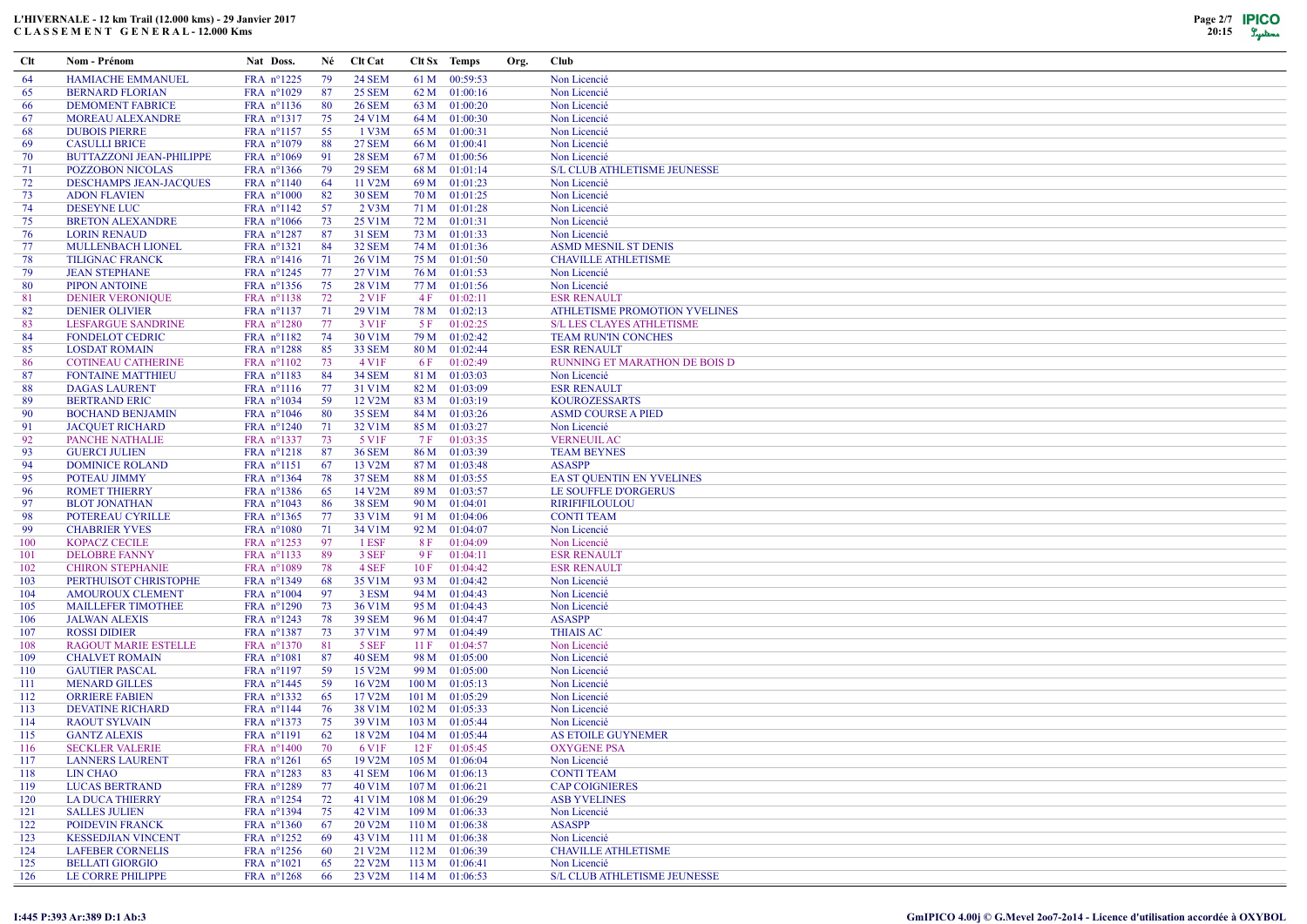# L'HIVERNALE - 12 km Trail (12.000 kms) - 29 Janvier 2017
## C L A S S E M E N T   G E N E R A L - 12.000 Kms

| Clt | Nom - Prénom | Nat | Doss. | Né | Clt Cat | Clt Sx | Temps | Org. | Club |
|---|---|---|---|---|---|---|---|---|---|
| 64 | HAMIACHE EMMANUEL | FRA | n°1225 | 79 | 24 SEM | 61 M | 00:59:53 | | Non Licencié |
| 65 | BERNARD FLORIAN | FRA | n°1029 | 87 | 25 SEM | 62 M | 01:00:16 | | Non Licencié |
| 66 | DEMOMENT FABRICE | FRA | n°1136 | 80 | 26 SEM | 63 M | 01:00:20 | | Non Licencié |
| 67 | MOREAU ALEXANDRE | FRA | n°1317 | 75 | 24 V1M | 64 M | 01:00:30 | | Non Licencié |
| 68 | DUBOIS PIERRE | FRA | n°1157 | 55 | 1 V3M | 65 M | 01:00:31 | | Non Licencié |
| 69 | CASULLI BRICE | FRA | n°1079 | 88 | 27 SEM | 66 M | 01:00:41 | | Non Licencié |
| 70 | BUTTAZZONI JEAN-PHILIPPE | FRA | n°1069 | 91 | 28 SEM | 67 M | 01:00:56 | | Non Licencié |
| 71 | POZZOBON NICOLAS | FRA | n°1366 | 79 | 29 SEM | 68 M | 01:01:14 | | S/L CLUB ATHLETISME JEUNESSE |
| 72 | DESCHAMPS JEAN-JACQUES | FRA | n°1140 | 64 | 11 V2M | 69 M | 01:01:23 | | Non Licencié |
| 73 | ADON FLAVIEN | FRA | n°1000 | 82 | 30 SEM | 70 M | 01:01:25 | | Non Licencié |
| 74 | DESEYNE LUC | FRA | n°1142 | 57 | 2 V3M | 71 M | 01:01:28 | | Non Licencié |
| 75 | BRETON ALEXANDRE | FRA | n°1066 | 73 | 25 V1M | 72 M | 01:01:31 | | Non Licencié |
| 76 | LORIN RENAUD | FRA | n°1287 | 87 | 31 SEM | 73 M | 01:01:33 | | Non Licencié |
| 77 | MULLENBACH LIONEL | FRA | n°1321 | 84 | 32 SEM | 74 M | 01:01:36 | | ASMD MESNIL ST DENIS |
| 78 | TILIGNAC FRANCK | FRA | n°1416 | 71 | 26 V1M | 75 M | 01:01:50 | | CHAVILLE ATHLETISME |
| 79 | JEAN STEPHANE | FRA | n°1245 | 77 | 27 V1M | 76 M | 01:01:53 | | Non Licencié |
| 80 | PIPON ANTOINE | FRA | n°1356 | 75 | 28 V1M | 77 M | 01:01:56 | | Non Licencié |
| 81 | DENIER VERONIQUE | FRA | n°1138 | 72 | 2 V1F | 4 F | 01:02:11 | | ESR RENAULT |
| 82 | DENIER OLIVIER | FRA | n°1137 | 71 | 29 V1M | 78 M | 01:02:13 | | ATHLETISME PROMOTION YVELINES |
| 83 | LESFARGUE SANDRINE | FRA | n°1280 | 77 | 3 V1F | 5 F | 01:02:25 | | S/L LES CLAYES ATHLETISME |
| 84 | FONDELOT CEDRIC | FRA | n°1182 | 74 | 30 V1M | 79 M | 01:02:42 | | TEAM RUN'IN CONCHES |
| 85 | LOSDAT ROMAIN | FRA | n°1288 | 85 | 33 SEM | 80 M | 01:02:44 | | ESR RENAULT |
| 86 | COTINEAU CATHERINE | FRA | n°1102 | 73 | 4 V1F | 6 F | 01:02:49 | | RUNNING ET MARATHON DE BOIS D |
| 87 | FONTAINE MATTHIEU | FRA | n°1183 | 84 | 34 SEM | 81 M | 01:03:03 | | Non Licencié |
| 88 | DAGAS LAURENT | FRA | n°1116 | 77 | 31 V1M | 82 M | 01:03:09 | | ESR RENAULT |
| 89 | BERTRAND ERIC | FRA | n°1034 | 59 | 12 V2M | 83 M | 01:03:19 | | KOUROZESSARTS |
| 90 | BOCHAND BENJAMIN | FRA | n°1046 | 80 | 35 SEM | 84 M | 01:03:26 | | ASMD COURSE A PIED |
| 91 | JACQUET RICHARD | FRA | n°1240 | 71 | 32 V1M | 85 M | 01:03:27 | | Non Licencié |
| 92 | PANCHE NATHALIE | FRA | n°1337 | 73 | 5 V1F | 7 F | 01:03:35 | | VERNEUIL AC |
| 93 | GUERCI JULIEN | FRA | n°1218 | 87 | 36 SEM | 86 M | 01:03:39 | | TEAM BEYNES |
| 94 | DOMINICE ROLAND | FRA | n°1151 | 67 | 13 V2M | 87 M | 01:03:48 | | ASASPP |
| 95 | POTEAU JIMMY | FRA | n°1364 | 78 | 37 SEM | 88 M | 01:03:55 | | EA ST QUENTIN EN YVELINES |
| 96 | ROMET THIERRY | FRA | n°1386 | 65 | 14 V2M | 89 M | 01:03:57 | | LE SOUFFLE D'ORGERUS |
| 97 | BLOT JONATHAN | FRA | n°1043 | 86 | 38 SEM | 90 M | 01:04:01 | | RIRIFIFILOULOU |
| 98 | POTEREAU CYRILLE | FRA | n°1365 | 77 | 33 V1M | 91 M | 01:04:06 | | CONTI TEAM |
| 99 | CHABRIER YVES | FRA | n°1080 | 71 | 34 V1M | 92 M | 01:04:07 | | Non Licencié |
| 100 | KOPACZ CECILE | FRA | n°1253 | 97 | 1 ESF | 8 F | 01:04:09 | | Non Licencié |
| 101 | DELOBRE FANNY | FRA | n°1133 | 89 | 3 SEF | 9 F | 01:04:11 | | ESR RENAULT |
| 102 | CHIRON STEPHANIE | FRA | n°1089 | 78 | 4 SEF | 10 F | 01:04:42 | | ESR RENAULT |
| 103 | PERTHUISOT CHRISTOPHE | FRA | n°1349 | 68 | 35 V1M | 93 M | 01:04:42 | | Non Licencié |
| 104 | AMOUROUX CLEMENT | FRA | n°1004 | 97 | 3 ESM | 94 M | 01:04:43 | | Non Licencié |
| 105 | MAILLEFER TIMOTHEE | FRA | n°1290 | 73 | 36 V1M | 95 M | 01:04:43 | | Non Licencié |
| 106 | JALWAN ALEXIS | FRA | n°1243 | 78 | 39 SEM | 96 M | 01:04:47 | | ASASPP |
| 107 | ROSSI DIDIER | FRA | n°1387 | 73 | 37 V1M | 97 M | 01:04:49 | | THIAIS AC |
| 108 | RAGOUT MARIE ESTELLE | FRA | n°1370 | 81 | 5 SEF | 11 F | 01:04:57 | | Non Licencié |
| 109 | CHALVET ROMAIN | FRA | n°1081 | 87 | 40 SEM | 98 M | 01:05:00 | | Non Licencié |
| 110 | GAUTIER PASCAL | FRA | n°1197 | 59 | 15 V2M | 99 M | 01:05:00 | | Non Licencié |
| 111 | MENARD GILLES | FRA | n°1445 | 59 | 16 V2M | 100 M | 01:05:13 | | Non Licencié |
| 112 | ORRIERE FABIEN | FRA | n°1332 | 65 | 17 V2M | 101 M | 01:05:29 | | Non Licencié |
| 113 | DEVATINE RICHARD | FRA | n°1144 | 76 | 38 V1M | 102 M | 01:05:33 | | Non Licencié |
| 114 | RAOUT SYLVAIN | FRA | n°1373 | 75 | 39 V1M | 103 M | 01:05:44 | | Non Licencié |
| 115 | GANTZ ALEXIS | FRA | n°1191 | 62 | 18 V2M | 104 M | 01:05:44 | | AS ETOILE GUYNEMER |
| 116 | SECKLER VALERIE | FRA | n°1400 | 70 | 6 V1F | 12 F | 01:05:45 | | OXYGENE PSA |
| 117 | LANNERS LAURENT | FRA | n°1261 | 65 | 19 V2M | 105 M | 01:06:04 | | Non Licencié |
| 118 | LIN CHAO | FRA | n°1283 | 83 | 41 SEM | 106 M | 01:06:13 | | CONTI TEAM |
| 119 | LUCAS BERTRAND | FRA | n°1289 | 77 | 40 V1M | 107 M | 01:06:21 | | CAP COIGNIERES |
| 120 | LA DUCA THIERRY | FRA | n°1254 | 72 | 41 V1M | 108 M | 01:06:29 | | ASB YVELINES |
| 121 | SALLES JULIEN | FRA | n°1394 | 75 | 42 V1M | 109 M | 01:06:33 | | Non Licencié |
| 122 | POIDEVIN FRANCK | FRA | n°1360 | 67 | 20 V2M | 110 M | 01:06:38 | | ASASPP |
| 123 | KESSEDJIAN VINCENT | FRA | n°1252 | 69 | 43 V1M | 111 M | 01:06:38 | | Non Licencié |
| 124 | LAFEBER CORNELIS | FRA | n°1256 | 60 | 21 V2M | 112 M | 01:06:39 | | CHAVILLE ATHLETISME |
| 125 | BELLATI GIORGIO | FRA | n°1021 | 65 | 22 V2M | 113 M | 01:06:41 | | Non Licencié |
| 126 | LE CORRE PHILIPPE | FRA | n°1268 | 66 | 23 V2M | 114 M | 01:06:53 | | S/L CLUB ATHLETISME JEUNESSE |

I:445 P:393 Ar:389 D:1 Ab:3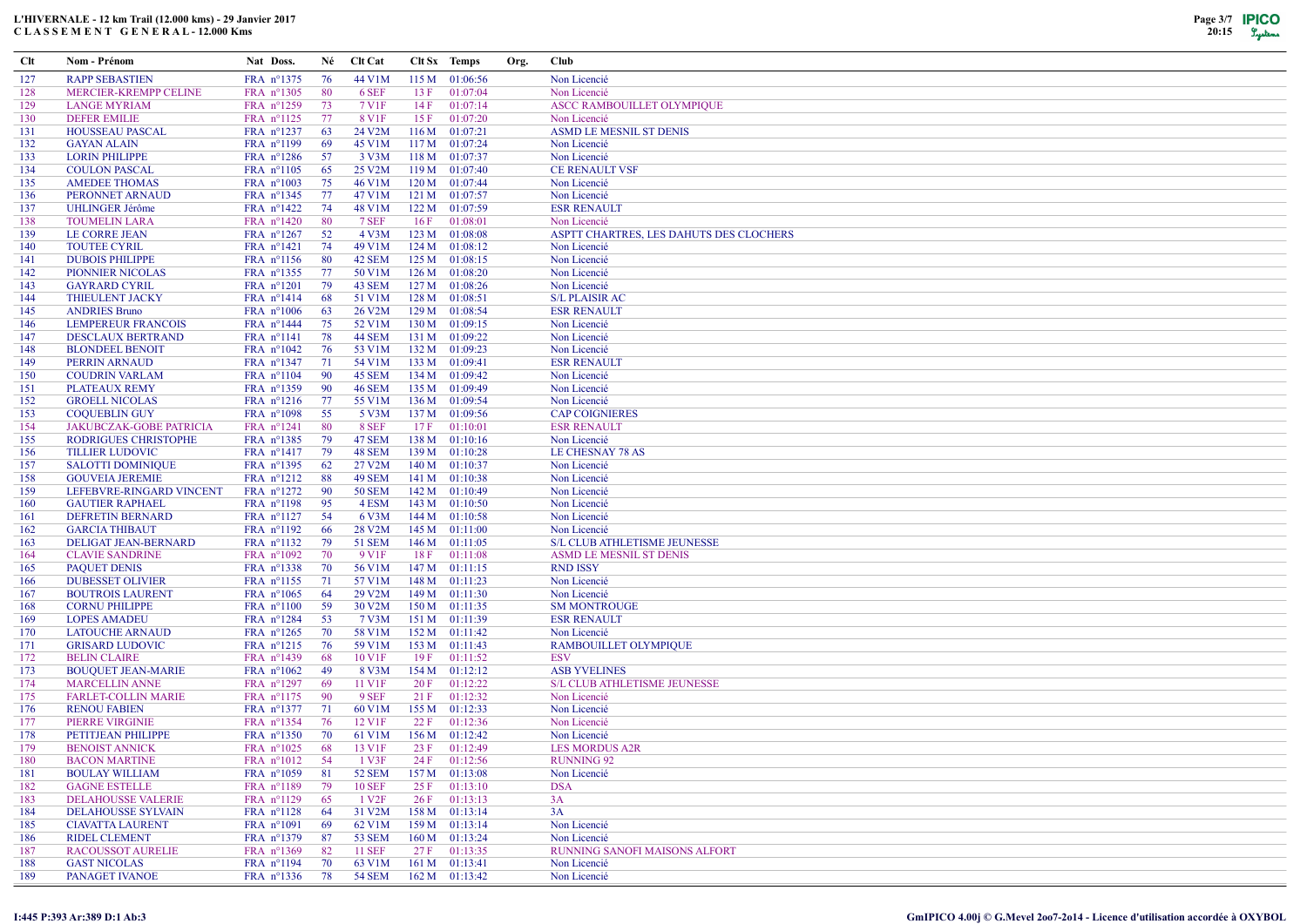# L'HIVERNALE - 12 km Trail (12.000 kms) - 29 Janvier 2017
## C L A S S E M E N T   G E N E R A L - 12.000 Kms

| Clt | Nom - Prénom | Nat | Doss. | Né | Clt Cat | Clt Sx | Temps | Org. | Club |
|---|---|---|---|---|---|---|---|---|---|
| 127 | RAPP SEBASTIEN | FRA | n°1375 | 76 | 44 V1M | 115 M | 01:06:56 | | Non Licencié |
| 128 | MERCIER-KREMPP CELINE | FRA | n°1305 | 80 | 6 SEF | 13 F | 01:07:04 | | Non Licencié |
| 129 | LANGE MYRIAM | FRA | n°1259 | 73 | 7 V1F | 14 F | 01:07:14 | | ASCC RAMBOUILLET OLYMPIQUE |
| 130 | DEFER EMILIE | FRA | n°1125 | 77 | 8 V1F | 15 F | 01:07:20 | | Non Licencié |
| 131 | HOUSSEAU PASCAL | FRA | n°1237 | 63 | 24 V2M | 116 M | 01:07:21 | | ASMD LE MESNIL ST DENIS |
| 132 | GAYAN ALAIN | FRA | n°1199 | 69 | 45 V1M | 117 M | 01:07:24 | | Non Licencié |
| 133 | LORIN PHILIPPE | FRA | n°1286 | 57 | 3 V3M | 118 M | 01:07:37 | | Non Licencié |
| 134 | COULON PASCAL | FRA | n°1105 | 65 | 25 V2M | 119 M | 01:07:40 | | CE RENAULT VSF |
| 135 | AMEDEE THOMAS | FRA | n°1003 | 75 | 46 V1M | 120 M | 01:07:44 | | Non Licencié |
| 136 | PERONNET ARNAUD | FRA | n°1345 | 77 | 47 V1M | 121 M | 01:07:57 | | Non Licencié |
| 137 | UHLINGER Jérôme | FRA | n°1422 | 74 | 48 V1M | 122 M | 01:07:59 | | ESR RENAULT |
| 138 | TOUMELIN LARA | FRA | n°1420 | 80 | 7 SEF | 16 F | 01:08:01 | | Non Licencié |
| 139 | LE CORRE JEAN | FRA | n°1267 | 52 | 4 V3M | 123 M | 01:08:08 | | ASPTT CHARTRES, LES DAHUTS DES CLOCHERS |
| 140 | TOUTEE CYRIL | FRA | n°1421 | 74 | 49 V1M | 124 M | 01:08:12 | | Non Licencié |
| 141 | DUBOIS PHILIPPE | FRA | n°1156 | 80 | 42 SEM | 125 M | 01:08:15 | | Non Licencié |
| 142 | PIONNIER NICOLAS | FRA | n°1355 | 77 | 50 V1M | 126 M | 01:08:20 | | Non Licencié |
| 143 | GAYRARD CYRIL | FRA | n°1201 | 79 | 43 SEM | 127 M | 01:08:26 | | Non Licencié |
| 144 | THIEULENT JACKY | FRA | n°1414 | 68 | 51 V1M | 128 M | 01:08:51 | | S/L PLAISIR AC |
| 145 | ANDRIES Bruno | FRA | n°1006 | 63 | 26 V2M | 129 M | 01:08:54 | | ESR RENAULT |
| 146 | LEMPEREUR FRANCOIS | FRA | n°1444 | 75 | 52 V1M | 130 M | 01:09:15 | | Non Licencié |
| 147 | DESCLAUX BERTRAND | FRA | n°1141 | 78 | 44 SEM | 131 M | 01:09:22 | | Non Licencié |
| 148 | BLONDEEL BENOIT | FRA | n°1042 | 76 | 53 V1M | 132 M | 01:09:23 | | Non Licencié |
| 149 | PERRIN ARNAUD | FRA | n°1347 | 71 | 54 V1M | 133 M | 01:09:41 | | ESR RENAULT |
| 150 | COUDRIN VARLAM | FRA | n°1104 | 90 | 45 SEM | 134 M | 01:09:42 | | Non Licencié |
| 151 | PLATEAUX REMY | FRA | n°1359 | 90 | 46 SEM | 135 M | 01:09:49 | | Non Licencié |
| 152 | GROELL NICOLAS | FRA | n°1216 | 77 | 55 V1M | 136 M | 01:09:54 | | Non Licencié |
| 153 | COQUEBLIN GUY | FRA | n°1098 | 55 | 5 V3M | 137 M | 01:09:56 | | CAP COIGNIERES |
| 154 | JAKUBCZAK-GOBE PATRICIA | FRA | n°1241 | 80 | 8 SEF | 17 F | 01:10:01 | | ESR RENAULT |
| 155 | RODRIGUES CHRISTOPHE | FRA | n°1385 | 79 | 47 SEM | 138 M | 01:10:16 | | Non Licencié |
| 156 | TILLIER LUDOVIC | FRA | n°1417 | 79 | 48 SEM | 139 M | 01:10:28 | | LE CHESNAY 78 AS |
| 157 | SALOTTI DOMINIQUE | FRA | n°1395 | 62 | 27 V2M | 140 M | 01:10:37 | | Non Licencié |
| 158 | GOUVEIA JEREMIE | FRA | n°1212 | 88 | 49 SEM | 141 M | 01:10:38 | | Non Licencié |
| 159 | LEFEBVRE-RINGARD VINCENT | FRA | n°1272 | 90 | 50 SEM | 142 M | 01:10:49 | | Non Licencié |
| 160 | GAUTIER RAPHAEL | FRA | n°1198 | 95 | 4 ESM | 143 M | 01:10:50 | | Non Licencié |
| 161 | DEFRETIN BERNARD | FRA | n°1127 | 54 | 6 V3M | 144 M | 01:10:58 | | Non Licencié |
| 162 | GARCIA THIBAUT | FRA | n°1192 | 66 | 28 V2M | 145 M | 01:11:00 | | Non Licencié |
| 163 | DELIGAT JEAN-BERNARD | FRA | n°1132 | 79 | 51 SEM | 146 M | 01:11:05 | | S/L CLUB ATHLETISME JEUNESSE |
| 164 | CLAVIE SANDRINE | FRA | n°1092 | 70 | 9 V1F | 18 F | 01:11:08 | | ASMD LE MESNIL ST DENIS |
| 165 | PAQUET DENIS | FRA | n°1338 | 70 | 56 V1M | 147 M | 01:11:15 | | RND ISSY |
| 166 | DUBESSET OLIVIER | FRA | n°1155 | 71 | 57 V1M | 148 M | 01:11:23 | | Non Licencié |
| 167 | BOUTROIS LAURENT | FRA | n°1065 | 64 | 29 V2M | 149 M | 01:11:30 | | Non Licencié |
| 168 | CORNU PHILIPPE | FRA | n°1100 | 59 | 30 V2M | 150 M | 01:11:35 | | SM MONTROUGE |
| 169 | LOPES AMADEU | FRA | n°1284 | 53 | 7 V3M | 151 M | 01:11:39 | | ESR RENAULT |
| 170 | LATOUCHE ARNAUD | FRA | n°1265 | 70 | 58 V1M | 152 M | 01:11:42 | | Non Licencié |
| 171 | GRISARD LUDOVIC | FRA | n°1215 | 76 | 59 V1M | 153 M | 01:11:43 | | RAMBOUILLET OLYMPIQUE |
| 172 | BELIN CLAIRE | FRA | n°1439 | 68 | 10 V1F | 19 F | 01:11:52 | | ESV |
| 173 | BOUQUET JEAN-MARIE | FRA | n°1062 | 49 | 8 V3M | 154 M | 01:12:12 | | ASB YVELINES |
| 174 | MARCELLIN ANNE | FRA | n°1297 | 69 | 11 V1F | 20 F | 01:12:22 | | S/L CLUB ATHLETISME JEUNESSE |
| 175 | FARLET-COLLIN MARIE | FRA | n°1175 | 90 | 9 SEF | 21 F | 01:12:32 | | Non Licencié |
| 176 | RENOU FABIEN | FRA | n°1377 | 71 | 60 V1M | 155 M | 01:12:33 | | Non Licencié |
| 177 | PIERRE VIRGINIE | FRA | n°1354 | 76 | 12 V1F | 22 F | 01:12:36 | | Non Licencié |
| 178 | PETITJEAN PHILIPPE | FRA | n°1350 | 70 | 61 V1M | 156 M | 01:12:42 | | Non Licencié |
| 179 | BENOIST ANNICK | FRA | n°1025 | 68 | 13 V1F | 23 F | 01:12:49 | | LES MORDUS A2R |
| 180 | BACON MARTINE | FRA | n°1012 | 54 | 1 V3F | 24 F | 01:12:56 | | RUNNING 92 |
| 181 | BOULAY WILLIAM | FRA | n°1059 | 81 | 52 SEM | 157 M | 01:13:08 | | Non Licencié |
| 182 | GAGNE ESTELLE | FRA | n°1189 | 79 | 10 SEF | 25 F | 01:13:10 | | DSA |
| 183 | DELAHOUSSE VALERIE | FRA | n°1129 | 65 | 1 V2F | 26 F | 01:13:13 | | 3A |
| 184 | DELAHOUSSE SYLVAIN | FRA | n°1128 | 64 | 31 V2M | 158 M | 01:13:14 | | 3A |
| 185 | CIAVATTA LAURENT | FRA | n°1091 | 69 | 62 V1M | 159 M | 01:13:14 | | Non Licencié |
| 186 | RIDEL CLEMENT | FRA | n°1379 | 87 | 53 SEM | 160 M | 01:13:24 | | Non Licencié |
| 187 | RACOUSSOT AURELIE | FRA | n°1369 | 82 | 11 SEF | 27 F | 01:13:35 | | RUNNING SANOFI MAISONS ALFORT |
| 188 | GAST NICOLAS | FRA | n°1194 | 70 | 63 V1M | 161 M | 01:13:41 | | Non Licencié |
| 189 | PANAGET IVANOE | FRA | n°1336 | 78 | 54 SEM | 162 M | 01:13:42 | | Non Licencié |

I:445 P:393 Ar:389 D:1 Ab:3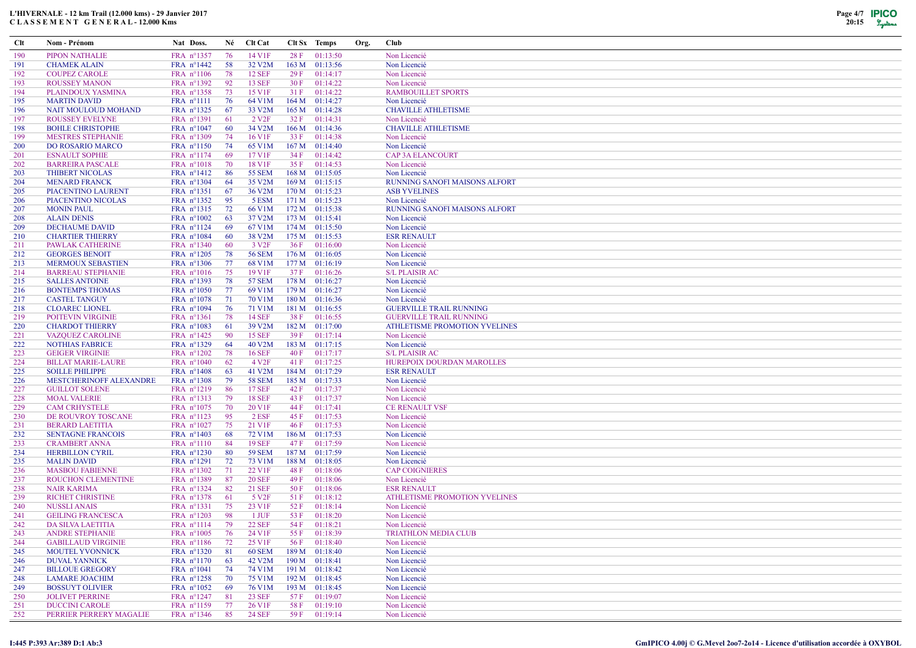# L'HIVERNALE - 12 km Trail (12.000 kms) - 29 Janvier 2017
## C L A S S E M E N T G E N E R A L - 12.000 Kms

| Clt | Nom - Prénom | Nat Doss. | Né | Clt Cat | Clt Sx | Temps | Org. | Club |
|---|---|---|---|---|---|---|---|---|
| 190 | PIPON NATHALIE | FRA n°1357 | 76 | 14 V1F | 28 F | 01:13:50 | | Non Licencié |
| 191 | CHAMEK ALAIN | FRA n°1442 | 58 | 32 V2M | 163 M | 01:13:56 | | Non Licencié |
| 192 | COUPEZ CAROLE | FRA n°1106 | 78 | 12 SEF | 29 F | 01:14:17 | | Non Licencié |
| 193 | ROUSSEY MANON | FRA n°1392 | 92 | 13 SEF | 30 F | 01:14:22 | | Non Licencié |
| 194 | PLAINDOUX YASMINA | FRA n°1358 | 73 | 15 V1F | 31 F | 01:14:22 | | RAMBOUILLET SPORTS |
| 195 | MARTIN DAVID | FRA n°1111 | 76 | 64 V1M | 164 M | 01:14:27 | | Non Licencié |
| 196 | NAIT MOULOUD MOHAND | FRA n°1325 | 67 | 33 V2M | 165 M | 01:14:28 | | CHAVILLE ATHLETISME |
| 197 | ROUSSEY EVELYNE | FRA n°1391 | 61 | 2 V2F | 32 F | 01:14:31 | | Non Licencié |
| 198 | BOHLE CHRISTOPHE | FRA n°1047 | 60 | 34 V2M | 166 M | 01:14:36 | | CHAVILLE ATHLETISME |
| 199 | MESTRES STEPHANIE | FRA n°1309 | 74 | 16 V1F | 33 F | 01:14:38 | | Non Licencié |
| 200 | DO ROSARIO MARCO | FRA n°1150 | 74 | 65 V1M | 167 M | 01:14:40 | | Non Licencié |
| 201 | ESNAULT SOPHIE | FRA n°1174 | 69 | 17 V1F | 34 F | 01:14:42 | | CAP 3A ELANCOURT |
| 202 | BARREIRA PASCALE | FRA n°1018 | 70 | 18 V1F | 35 F | 01:14:53 | | Non Licencié |
| 203 | THIBERT NICOLAS | FRA n°1412 | 86 | 55 SEM | 168 M | 01:15:05 | | Non Licencié |
| 204 | MENARD FRANCK | FRA n°1304 | 64 | 35 V2M | 169 M | 01:15:15 | | RUNNING SANOFI MAISONS ALFORT |
| 205 | PIACENTINO LAURENT | FRA n°1351 | 67 | 36 V2M | 170 M | 01:15:23 | | ASB YVELINES |
| 206 | PIACENTINO NICOLAS | FRA n°1352 | 95 | 5 ESM | 171 M | 01:15:23 | | Non Licencié |
| 207 | MONIN PAUL | FRA n°1315 | 72 | 66 V1M | 172 M | 01:15:38 | | RUNNING SANOFI MAISONS ALFORT |
| 208 | ALAIN DENIS | FRA n°1002 | 63 | 37 V2M | 173 M | 01:15:41 | | Non Licencié |
| 209 | DECHAUME DAVID | FRA n°1124 | 69 | 67 V1M | 174 M | 01:15:50 | | Non Licencié |
| 210 | CHARTIER THIERRY | FRA n°1084 | 60 | 38 V2M | 175 M | 01:15:53 | | ESR RENAULT |
| 211 | PAWLAK CATHERINE | FRA n°1340 | 60 | 3 V2F | 36 F | 01:16:00 | | Non Licencié |
| 212 | GEORGES BENOIT | FRA n°1205 | 78 | 56 SEM | 176 M | 01:16:05 | | Non Licencié |
| 213 | MERMOUX SEBASTIEN | FRA n°1306 | 77 | 68 V1M | 177 M | 01:16:19 | | Non Licencié |
| 214 | BARREAU STEPHANIE | FRA n°1016 | 75 | 19 V1F | 37 F | 01:16:26 | | S/L PLAISIR AC |
| 215 | SALLES ANTOINE | FRA n°1393 | 78 | 57 SEM | 178 M | 01:16:27 | | Non Licencié |
| 216 | BONTEMPS THOMAS | FRA n°1050 | 77 | 69 V1M | 179 M | 01:16:27 | | Non Licencié |
| 217 | CASTEL TANGUY | FRA n°1078 | 71 | 70 V1M | 180 M | 01:16:36 | | Non Licencié |
| 218 | CLOAREC LIONEL | FRA n°1094 | 76 | 71 V1M | 181 M | 01:16:55 | | GUERVILLE TRAIL RUNNING |
| 219 | POITEVIN VIRGINIE | FRA n°1361 | 78 | 14 SEF | 38 F | 01:16:55 | | GUERVILLE TRAIL RUNNING |
| 220 | CHARDOT THIERRY | FRA n°1083 | 61 | 39 V2M | 182 M | 01:17:00 | | ATHLETISME PROMOTION YVELINES |
| 221 | VAZQUEZ CAROLINE | FRA n°1425 | 90 | 15 SEF | 39 F | 01:17:14 | | Non Licencié |
| 222 | NOTHIAS FABRICE | FRA n°1329 | 64 | 40 V2M | 183 M | 01:17:15 | | Non Licencié |
| 223 | GEIGER VIRGINIE | FRA n°1202 | 78 | 16 SEF | 40 F | 01:17:17 | | S/L PLAISIR AC |
| 224 | BILLAT MARIE-LAURE | FRA n°1040 | 62 | 4 V2F | 41 F | 01:17:25 | | HUREPOIX DOURDAN MAROLLES |
| 225 | SOILLE PHILIPPE | FRA n°1408 | 63 | 41 V2M | 184 M | 01:17:29 | | ESR RENAULT |
| 226 | MESTCHERINOFF ALEXANDRE | FRA n°1308 | 79 | 58 SEM | 185 M | 01:17:33 | | Non Licencié |
| 227 | GUILLOT SOLENE | FRA n°1219 | 86 | 17 SEF | 42 F | 01:17:37 | | Non Licencié |
| 228 | MOAL VALERIE | FRA n°1313 | 79 | 18 SEF | 43 F | 01:17:37 | | Non Licencié |
| 229 | CAM CRHYSTELE | FRA n°1075 | 70 | 20 V1F | 44 F | 01:17:41 | | CE RENAULT VSF |
| 230 | DE ROUVROY TOSCANE | FRA n°1123 | 95 | 2 ESF | 45 F | 01:17:53 | | Non Licencié |
| 231 | BERARD LAETITIA | FRA n°1027 | 75 | 21 V1F | 46 F | 01:17:53 | | Non Licencié |
| 232 | SENTAGNE FRANCOIS | FRA n°1403 | 68 | 72 V1M | 186 M | 01:17:53 | | Non Licencié |
| 233 | CRAMBERT ANNA | FRA n°1110 | 84 | 19 SEF | 47 F | 01:17:59 | | Non Licencié |
| 234 | HERBILLON CYRIL | FRA n°1230 | 80 | 59 SEM | 187 M | 01:17:59 | | Non Licencié |
| 235 | MALIN DAVID | FRA n°1291 | 72 | 73 V1M | 188 M | 01:18:05 | | Non Licencié |
| 236 | MASBOU FABIENNE | FRA n°1302 | 71 | 22 V1F | 48 F | 01:18:06 | | CAP COIGNIERES |
| 237 | ROUCHON CLEMENTINE | FRA n°1389 | 87 | 20 SEF | 49 F | 01:18:06 | | Non Licencié |
| 238 | NAIR KARIMA | FRA n°1324 | 82 | 21 SEF | 50 F | 01:18:06 | | ESR RENAULT |
| 239 | RICHET CHRISTINE | FRA n°1378 | 61 | 5 V2F | 51 F | 01:18:12 | | ATHLETISME PROMOTION YVELINES |
| 240 | NUSSLI ANAIS | FRA n°1331 | 75 | 23 V1F | 52 F | 01:18:14 | | Non Licencié |
| 241 | GEILING FRANCESCA | FRA n°1203 | 98 | 1 JUF | 53 F | 01:18:20 | | Non Licencié |
| 242 | DA SILVA LAETITIA | FRA n°1114 | 79 | 22 SEF | 54 F | 01:18:21 | | Non Licencié |
| 243 | ANDRE STEPHANIE | FRA n°1005 | 76 | 24 V1F | 55 F | 01:18:39 | | TRIATHLON MEDIA CLUB |
| 244 | GABILLAUD VIRGINIE | FRA n°1186 | 72 | 25 V1F | 56 F | 01:18:40 | | Non Licencié |
| 245 | MOUTEL YVONNICK | FRA n°1320 | 81 | 60 SEM | 189 M | 01:18:40 | | Non Licencié |
| 246 | DUVAL YANNICK | FRA n°1170 | 63 | 42 V2M | 190 M | 01:18:41 | | Non Licencié |
| 247 | BILLOUE GREGORY | FRA n°1041 | 74 | 74 V1M | 191 M | 01:18:42 | | Non Licencié |
| 248 | LAMARE JOACHIM | FRA n°1258 | 70 | 75 V1M | 192 M | 01:18:45 | | Non Licencié |
| 249 | BOSSUYT OLIVIER | FRA n°1052 | 69 | 76 V1M | 193 M | 01:18:45 | | Non Licencié |
| 250 | JOLIVET PERRINE | FRA n°1247 | 81 | 23 SEF | 57 F | 01:19:07 | | Non Licencié |
| 251 | DUCCINI CAROLE | FRA n°1159 | 77 | 26 V1F | 58 F | 01:19:10 | | Non Licencié |
| 252 | PERRIER PERRERY MAGALIE | FRA n°1346 | 85 | 24 SEF | 59 F | 01:19:14 | | Non Licencié |

I:445 P:393 Ar:389 D:1 Ab:3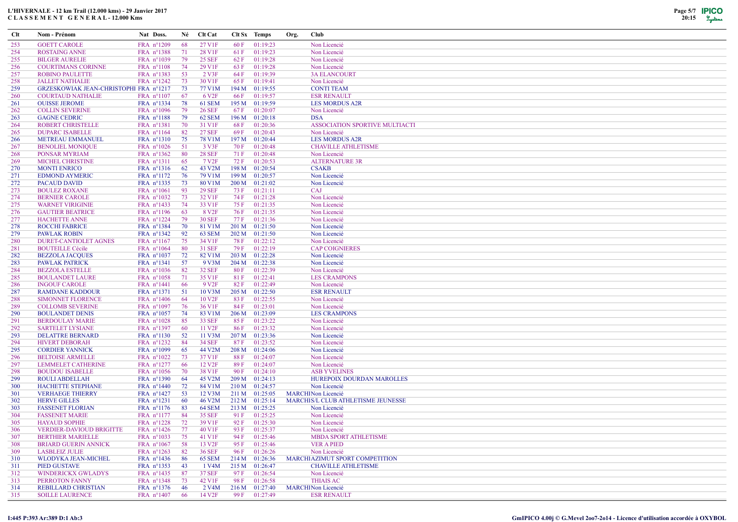# L'HIVERNALE - 12 km Trail (12.000 kms) - 29 Janvier 2017

## C L A S S E M E N T G E N E R A L - 12.000 Kms

| Clt | Nom - Prénom | Nat | Doss. | Né | Clt Cat | Clt Sx | Temps | Org. | Club |
|---|---|---|---|---|---|---|---|---|---|
| 253 | GOETT CAROLE | FRA | n°1209 | 68 | 27 V1F | 60 F | 01:19:23 | | Non Licencié |
| 254 | ROSTAING ANNE | FRA | n°1388 | 71 | 28 V1F | 61 F | 01:19:23 | | Non Licencié |
| 255 | BILGER AURELIE | FRA | n°1039 | 79 | 25 SEF | 62 F | 01:19:28 | | Non Licencié |
| 256 | COURTIMANS CORINNE | FRA | n°1108 | 74 | 29 V1F | 63 F | 01:19:28 | | Non Licencié |
| 257 | ROBINO PAULETTE | FRA | n°1383 | 53 | 2 V3F | 64 F | 01:19:39 | | 3A ELANCOURT |
| 258 | JALLET NATHALIE | FRA | n°1242 | 73 | 30 V1F | 65 F | 01:19:41 | | Non Licencié |
| 259 | GRZESKOWIAK JEAN-CHRISTOPHI | FRA | n°1217 | 73 | 77 V1M | 194 M | 01:19:55 | | CONTI TEAM |
| 260 | COURTAUD NATHALIE | FRA | n°1107 | 67 | 6 V2F | 66 F | 01:19:57 | | ESR RENAULT |
| 261 | OUISSE JEROME | FRA | n°1334 | 78 | 61 SEM | 195 M | 01:19:59 | | LES MORDUS A2R |
| 262 | COLLIN SEVERINE | FRA | n°1096 | 79 | 26 SEF | 67 F | 01:20:07 | | Non Licencié |
| 263 | GAGNE CEDRIC | FRA | n°1188 | 79 | 62 SEM | 196 M | 01:20:18 | | DSA |
| 264 | ROBERT CHRISTELLE | FRA | n°1381 | 70 | 31 V1F | 68 F | 01:20:36 | | ASSOCIATION SPORTIVE MULTIACTI |
| 265 | DUPARC ISABELLE | FRA | n°1164 | 82 | 27 SEF | 69 F | 01:20:43 | | Non Licencié |
| 266 | METREAU EMMANUEL | FRA | n°1310 | 75 | 78 V1M | 197 M | 01:20:44 | | LES MORDUS A2R |
| 267 | BENOLIEL MONIQUE | FRA | n°1026 | 51 | 3 V3F | 70 F | 01:20:48 | | CHAVILLE ATHLETISME |
| 268 | PONSAR MYRIAM | FRA | n°1362 | 80 | 28 SEF | 71 F | 01:20:48 | | Non Licencié |
| 269 | MICHEL CHRISTINE | FRA | n°1311 | 65 | 7 V2F | 72 F | 01:20:53 | | ALTERNATURE 3R |
| 270 | MONTI ENRICO | FRA | n°1316 | 62 | 43 V2M | 198 M | 01:20:54 | | CSAKB |
| 271 | EDMOND AYMERIC | FRA | n°1172 | 76 | 79 V1M | 199 M | 01:20:57 | | Non Licencié |
| 272 | PACAUD DAVID | FRA | n°1335 | 73 | 80 V1M | 200 M | 01:21:02 | | Non Licencié |
| 273 | BOULEZ ROXANE | FRA | n°1061 | 93 | 29 SEF | 73 F | 01:21:11 | | CAJ |
| 274 | BERNIER CAROLE | FRA | n°1032 | 73 | 32 V1F | 74 F | 01:21:28 | | Non Licencié |
| 275 | WARNET VIRIGINIE | FRA | n°1433 | 74 | 33 V1F | 75 F | 01:21:35 | | Non Licencié |
| 276 | GAUTIER BEATRICE | FRA | n°1196 | 63 | 8 V2F | 76 F | 01:21:35 | | Non Licencié |
| 277 | HACHETTE ANNE | FRA | n°1224 | 79 | 30 SEF | 77 F | 01:21:36 | | Non Licencié |
| 278 | ROCCHI FABRICE | FRA | n°1384 | 70 | 81 V1M | 201 M | 01:21:50 | | Non Licencié |
| 279 | PAWLAK ROBIN | FRA | n°1342 | 92 | 63 SEM | 202 M | 01:21:50 | | Non Licencié |
| 280 | DURET-CANTIOLET AGNES | FRA | n°1167 | 75 | 34 V1F | 78 F | 01:22:12 | | Non Licencié |
| 281 | BOUTEILLE Cécile | FRA | n°1064 | 80 | 31 SEF | 79 F | 01:22:19 | | CAP COIGNIERES |
| 282 | BEZZOLA JACQUES | FRA | n°1037 | 72 | 82 V1M | 203 M | 01:22:28 | | Non Licencié |
| 283 | PAWLAK PATRICK | FRA | n°1341 | 57 | 9 V3M | 204 M | 01:22:38 | | Non Licencié |
| 284 | BEZZOLA ESTELLE | FRA | n°1036 | 82 | 32 SEF | 80 F | 01:22:39 | | Non Licencié |
| 285 | BOULANDET LAURE | FRA | n°1058 | 71 | 35 V1F | 81 F | 01:22:41 | | LES CRAMPONS |
| 286 | INGOUF CAROLE | FRA | n°1441 | 66 | 9 V2F | 82 F | 01:22:49 | | Non Licencié |
| 287 | RAMDANE KADDOUR | FRA | n°1371 | 51 | 10 V3M | 205 M | 01:22:50 | | ESR RENAULT |
| 288 | SIMONNET FLORENCE | FRA | n°1406 | 64 | 10 V2F | 83 F | 01:22:55 | | Non Licencié |
| 289 | COLLOMB SEVERINE | FRA | n°1097 | 76 | 36 V1F | 84 F | 01:23:01 | | Non Licencié |
| 290 | BOULANDET DENIS | FRA | n°1057 | 74 | 83 V1M | 206 M | 01:23:09 | | LES CRAMPONS |
| 291 | BERDOULAY MARIE | FRA | n°1028 | 85 | 33 SEF | 85 F | 01:23:22 | | Non Licencié |
| 292 | SARTELET LYSIANE | FRA | n°1397 | 60 | 11 V2F | 86 F | 01:23:32 | | Non Licencié |
| 293 | DELATTRE BERNARD | FRA | n°1130 | 52 | 11 V3M | 207 M | 01:23:36 | | Non Licencié |
| 294 | HIVERT DEBORAH | FRA | n°1232 | 84 | 34 SEF | 87 F | 01:23:52 | | Non Licencié |
| 295 | CORDIER YANNICK | FRA | n°1099 | 65 | 44 V2M | 208 M | 01:24:06 | | Non Licencié |
| 296 | BELTOISE ARMELLE | FRA | n°1022 | 73 | 37 V1F | 88 F | 01:24:07 | | Non Licencié |
| 297 | LEMMELET CATHERINE | FRA | n°1277 | 66 | 12 V2F | 89 F | 01:24:07 | | Non Licencié |
| 298 | BOUDOU ISABELLE | FRA | n°1056 | 70 | 38 V1F | 90 F | 01:24:10 | | ASB YVELINES |
| 299 | ROULI ABDELLAH | FRA | n°1390 | 64 | 45 V2M | 209 M | 01:24:13 | | HUREPOIX DOURDAN MAROLLES |
| 300 | HACHETTE STEPHANE | FRA | n°1440 | 72 | 84 V1M | 210 M | 01:24:57 | | Non Licencié |
| 301 | VERHAEGE THIERRY | FRA | n°1427 | 53 | 12 V3M | 211 M | 01:25:05 | MARCHI | Non Licencié |
| 302 | HERVE GILLES | FRA | n°1231 | 60 | 46 V2M | 212 M | 01:25:14 | MARCHI | S/L CLUB ATHLETISME JEUNESSE |
| 303 | FASSENET FLORIAN | FRA | n°1176 | 83 | 64 SEM | 213 M | 01:25:25 | | Non Licencié |
| 304 | FASSENET MARIE | FRA | n°1177 | 84 | 35 SEF | 91 F | 01:25:25 | | Non Licencié |
| 305 | HAYAUD SOPHIE | FRA | n°1228 | 72 | 39 V1F | 92 F | 01:25:30 | | Non Licencié |
| 306 | VERDIER-DAVIOUD BRIGITTE | FRA | n°1426 | 77 | 40 V1F | 93 F | 01:25:37 | | Non Licencié |
| 307 | BERTHIER MARIELLE | FRA | n°1033 | 75 | 41 V1F | 94 F | 01:25:46 | | MBDA SPORT ATHLETISME |
| 308 | BRIARD GUERIN ANNICK | FRA | n°1067 | 58 | 13 V2F | 95 F | 01:25:46 | | VER A PIED |
| 309 | LASBLEIZ JULIE | FRA | n°1263 | 82 | 36 SEF | 96 F | 01:26:26 | | Non Licencié |
| 310 | WLODYKA JEAN-MICHEL | FRA | n°1436 | 86 | 65 SEM | 214 M | 01:26:36 | MARCHI | AZIMUT SPORT COMPETITION |
| 311 | PIED GUSTAVE | FRA | n°1353 | 43 | 1 V4M | 215 M | 01:26:47 | | CHAVILLE ATHLETISME |
| 312 | WINDERICKX GWLADYS | FRA | n°1435 | 87 | 37 SEF | 97 F | 01:26:54 | | Non Licencié |
| 313 | PERROTON FANNY | FRA | n°1348 | 73 | 42 V1F | 98 F | 01:26:58 | | THIAIS AC |
| 314 | REBILLARD CHRISTIAN | FRA | n°1376 | 46 | 2 V4M | 216 M | 01:27:40 | MARCHI | Non Licencié |
| 315 | SOILLE LAURENCE | FRA | n°1407 | 66 | 14 V2F | 99 F | 01:27:49 | | ESR RENAULT |

I:445 P:393 Ar:389 D:1 Ab:3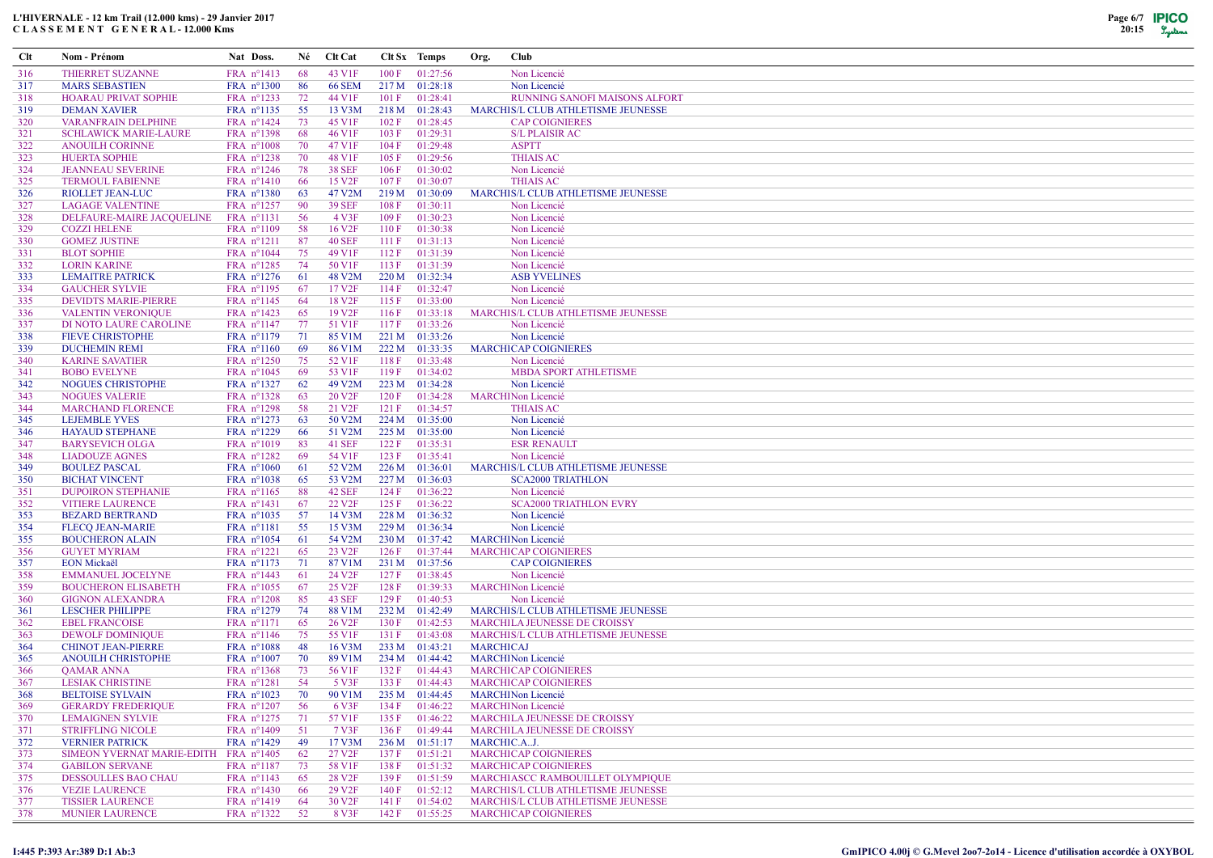# L'HIVERNALE - 12 km Trail (12.000 kms) - 29 Janvier 2017
## C L A S S E M E N T   G E N E R A L - 12.000 Kms

| Clt | Nom - Prénom | Nat | Doss. | Né | Clt Cat | Clt Sx | Temps | Org. | Club |
|---|---|---|---|---|---|---|---|---|---|
| 316 | THIERRET SUZANNE | FRA | n°1413 | 68 | 43 V1F | 100 F | 01:27:56 | | Non Licencié |
| 317 | MARS SEBASTIEN | FRA | n°1300 | 86 | 66 SEM | 217 M | 01:28:18 | | Non Licencié |
| 318 | HOARAU PRIVAT SOPHIE | FRA | n°1233 | 72 | 44 V1F | 101 F | 01:28:41 | | RUNNING SANOFI MAISONS ALFORT |
| 319 | DEMAN XAVIER | FRA | n°1135 | 55 | 13 V3M | 218 M | 01:28:43 | MARCHIS/L | CLUB ATHLETISME JEUNESSE |
| 320 | VARANFRAIN DELPHINE | FRA | n°1424 | 73 | 45 V1F | 102 F | 01:28:45 | | CAP COIGNIERES |
| 321 | SCHLAWICK MARIE-LAURE | FRA | n°1398 | 68 | 46 V1F | 103 F | 01:29:31 | | S/L PLAISIR AC |
| 322 | ANOUILH CORINNE | FRA | n°1008 | 70 | 47 V1F | 104 F | 01:29:48 | | ASPTT |
| 323 | HUERTA SOPHIE | FRA | n°1238 | 70 | 48 V1F | 105 F | 01:29:56 | | THIAIS AC |
| 324 | JEANNEAU SEVERINE | FRA | n°1246 | 78 | 38 SEF | 106 F | 01:30:02 | | Non Licencié |
| 325 | TERMOUL FABIENNE | FRA | n°1410 | 66 | 15 V2F | 107 F | 01:30:07 | | THIAIS AC |
| 326 | RIOLLET JEAN-LUC | FRA | n°1380 | 63 | 47 V2M | 219 M | 01:30:09 | MARCHIS/L | CLUB ATHLETISME JEUNESSE |
| 327 | LAGAGE VALENTINE | FRA | n°1257 | 90 | 39 SEF | 108 F | 01:30:11 | | Non Licencié |
| 328 | DELFAURE-MAIRE JACQUELINE | FRA | n°1131 | 56 | 4 V3F | 109 F | 01:30:23 | | Non Licencié |
| 329 | COZZI HELENE | FRA | n°1109 | 58 | 16 V2F | 110 F | 01:30:38 | | Non Licencié |
| 330 | GOMEZ JUSTINE | FRA | n°1211 | 87 | 40 SEF | 111 F | 01:31:13 | | Non Licencié |
| 331 | BLOT SOPHIE | FRA | n°1044 | 75 | 49 V1F | 112 F | 01:31:39 | | Non Licencié |
| 332 | LORIN KARINE | FRA | n°1285 | 74 | 50 V1F | 113 F | 01:31:39 | | Non Licencié |
| 333 | LEMAITRE PATRICK | FRA | n°1276 | 61 | 48 V2M | 220 M | 01:32:34 | | ASB YVELINES |
| 334 | GAUCHER SYLVIE | FRA | n°1195 | 67 | 17 V2F | 114 F | 01:32:47 | | Non Licencié |
| 335 | DEVIDTS MARIE-PIERRE | FRA | n°1145 | 64 | 18 V2F | 115 F | 01:33:00 | | Non Licencié |
| 336 | VALENTIN VERONIQUE | FRA | n°1423 | 65 | 19 V2F | 116 F | 01:33:18 | MARCHIS/L | CLUB ATHLETISME JEUNESSE |
| 337 | DI NOTO LAURE CAROLINE | FRA | n°1147 | 77 | 51 V1F | 117 F | 01:33:26 | | Non Licencié |
| 338 | FIEVE CHRISTOPHE | FRA | n°1179 | 71 | 85 V1M | 221 M | 01:33:26 | | Non Licencié |
| 339 | DUCHEMIN REMI | FRA | n°1160 | 69 | 86 V1M | 222 M | 01:33:35 | MARCHI | CAP COIGNIERES |
| 340 | KARINE SAVATIER | FRA | n°1250 | 75 | 52 V1F | 118 F | 01:33:48 | | Non Licencié |
| 341 | BOBO EVELYNE | FRA | n°1045 | 69 | 53 V1F | 119 F | 01:34:02 | | MBDA SPORT ATHLETISME |
| 342 | NOGUES CHRISTOPHE | FRA | n°1327 | 62 | 49 V2M | 223 M | 01:34:28 | | Non Licencié |
| 343 | NOGUES VALERIE | FRA | n°1328 | 63 | 20 V2F | 120 F | 01:34:28 | MARCHI | Non Licencié |
| 344 | MARCHAND FLORENCE | FRA | n°1298 | 58 | 21 V2F | 121 F | 01:34:57 | | THIAIS AC |
| 345 | LEJEMBLE YVES | FRA | n°1273 | 63 | 50 V2M | 224 M | 01:35:00 | | Non Licencié |
| 346 | HAYAUD STEPHANE | FRA | n°1229 | 66 | 51 V2M | 225 M | 01:35:00 | | Non Licencié |
| 347 | BARYSEVICH OLGA | FRA | n°1019 | 83 | 41 SEF | 122 F | 01:35:31 | | ESR RENAULT |
| 348 | LIADOUZE AGNES | FRA | n°1282 | 69 | 54 V1F | 123 F | 01:35:41 | | Non Licencié |
| 349 | BOULEZ PASCAL | FRA | n°1060 | 61 | 52 V2M | 226 M | 01:36:01 | MARCHIS/L | CLUB ATHLETISME JEUNESSE |
| 350 | BICHAT VINCENT | FRA | n°1038 | 65 | 53 V2M | 227 M | 01:36:03 | | SCA2000 TRIATHLON |
| 351 | DUPOIRON STEPHANIE | FRA | n°1165 | 88 | 42 SEF | 124 F | 01:36:22 | | Non Licencié |
| 352 | VITIERE LAURENCE | FRA | n°1431 | 67 | 22 V2F | 125 F | 01:36:22 | | SCA2000 TRIATHLON EVRY |
| 353 | BEZARD BERTRAND | FRA | n°1035 | 57 | 14 V3M | 228 M | 01:36:32 | | Non Licencié |
| 354 | FLECQ JEAN-MARIE | FRA | n°1181 | 55 | 15 V3M | 229 M | 01:36:34 | | Non Licencié |
| 355 | BOUCHERON ALAIN | FRA | n°1054 | 61 | 54 V2M | 230 M | 01:37:42 | MARCHI | Non Licencié |
| 356 | GUYET MYRIAM | FRA | n°1221 | 65 | 23 V2F | 126 F | 01:37:44 | MARCHI | CAP COIGNIERES |
| 357 | EON Mickaël | FRA | n°1173 | 71 | 87 V1M | 231 M | 01:37:56 | | CAP COIGNIERES |
| 358 | EMMANUEL JOCELYNE | FRA | n°1443 | 61 | 24 V2F | 127 F | 01:38:45 | | Non Licencié |
| 359 | BOUCHERON ELISABETH | FRA | n°1055 | 67 | 25 V2F | 128 F | 01:39:33 | MARCHI | Non Licencié |
| 360 | GIGNON ALEXANDRA | FRA | n°1208 | 85 | 43 SEF | 129 F | 01:40:53 | | Non Licencié |
| 361 | LESCHER PHILIPPE | FRA | n°1279 | 74 | 88 V1M | 232 M | 01:42:49 | MARCHIS/L | CLUB ATHLETISME JEUNESSE |
| 362 | EBEL FRANCOISE | FRA | n°1171 | 65 | 26 V2F | 130 F | 01:42:53 | MARCHI | LA JEUNESSE DE CROISSY |
| 363 | DEWOLF DOMINIQUE | FRA | n°1146 | 75 | 55 V1F | 131 F | 01:43:08 | MARCHIS/L | CLUB ATHLETISME JEUNESSE |
| 364 | CHINOT JEAN-PIERRE | FRA | n°1088 | 48 | 16 V3M | 233 M | 01:43:21 | MARCHI | CAJ |
| 365 | ANOUILH CHRISTOPHE | FRA | n°1007 | 70 | 89 V1M | 234 M | 01:44:42 | MARCHI | Non Licencié |
| 366 | QAMAR ANNA | FRA | n°1368 | 73 | 56 V1F | 132 F | 01:44:43 | MARCHI | CAP COIGNIERES |
| 367 | LESIAK CHRISTINE | FRA | n°1281 | 54 | 5 V3F | 133 F | 01:44:43 | MARCHI | CAP COIGNIERES |
| 368 | BELTOISE SYLVAIN | FRA | n°1023 | 70 | 90 V1M | 235 M | 01:44:45 | MARCHI | Non Licencié |
| 369 | GERARDY FREDERIQUE | FRA | n°1207 | 56 | 6 V3F | 134 F | 01:46:22 | MARCHI | Non Licencié |
| 370 | LEMAIGNEN SYLVIE | FRA | n°1275 | 71 | 57 V1F | 135 F | 01:46:22 | MARCHI | LA JEUNESSE DE CROISSY |
| 371 | STRIFFLING NICOLE | FRA | n°1409 | 51 | 7 V3F | 136 F | 01:49:44 | MARCHI | LA JEUNESSE DE CROISSY |
| 372 | VERNIER PATRICK | FRA | n°1429 | 49 | 17 V3M | 236 M | 01:51:17 | MARCHI | C.A..J. |
| 373 | SIMEON YVERNAT MARIE-EDITH | FRA | n°1405 | 62 | 27 V2F | 137 F | 01:51:21 | MARCHI | CAP COIGNIERES |
| 374 | GABILON SERVANE | FRA | n°1187 | 73 | 58 V1F | 138 F | 01:51:32 | MARCHI | CAP COIGNIERES |
| 375 | DESSOULLES BAO CHAU | FRA | n°1143 | 65 | 28 V2F | 139 F | 01:51:59 | MARCHI | ASCC RAMBOUILLET OLYMPIQUE |
| 376 | VEZIE LAURENCE | FRA | n°1430 | 66 | 29 V2F | 140 F | 01:52:12 | MARCHIS/L | CLUB ATHLETISME JEUNESSE |
| 377 | TISSIER LAURENCE | FRA | n°1419 | 64 | 30 V2F | 141 F | 01:54:02 | MARCHIS/L | CLUB ATHLETISME JEUNESSE |
| 378 | MUNIER LAURENCE | FRA | n°1322 | 52 | 8 V3F | 142 F | 01:55:25 | MARCHI | CAP COIGNIERES |

I:445 P:393 Ar:389 D:1 Ab:3

GmIPICO 4.00j © G.Mevel 2oo7-2o14 - Licence d'utilisation accordée à OXYBOL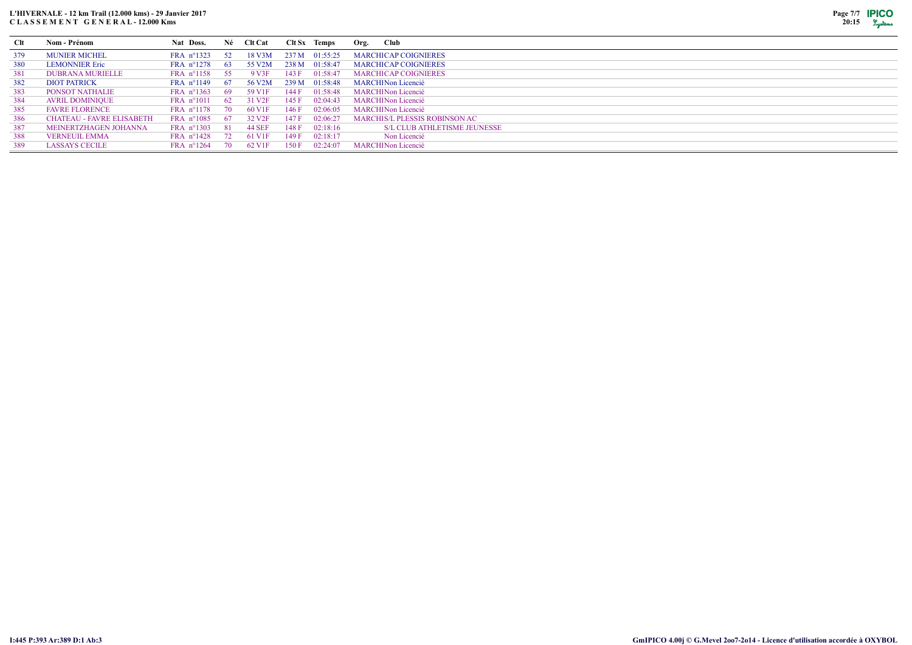**L'HIVERNALE - 12 km Trail (12.000 kms) - 29 Janvier 2017**
**C L A S S E M E N T G E N E R A L - 12.000 Kms**

| Clt | Nom - Prénom | Nat | Doss. | Né | Clt Cat | Clt Sx | Temps | Org. | Club |
|---|---|---|---|---|---|---|---|---|---|
| 379 | MUNIER MICHEL | FRA | n°1323 | 52 | 18 V3M | 237 M | 01:55:25 | MARCHI | CAP COIGNIERES |
| 380 | LEMONNIER Eric | FRA | n°1278 | 63 | 55 V2M | 238 M | 01:58:47 | MARCHI | CAP COIGNIERES |
| 381 | DUBRANA MURIELLE | FRA | n°1158 | 55 | 9 V3F | 143 F | 01:58:47 | MARCHI | CAP COIGNIERES |
| 382 | DIOT PATRICK | FRA | n°1149 | 67 | 56 V2M | 239 M | 01:58:48 | MARCHI | Non Licencié |
| 383 | PONSOT NATHALIE | FRA | n°1363 | 69 | 59 V1F | 144 F | 01:58:48 | MARCHI | Non Licencié |
| 384 | AVRIL DOMINIQUE | FRA | n°1011 | 62 | 31 V2F | 145 F | 02:04:43 | MARCHI | Non Licencié |
| 385 | FAVRE FLORENCE | FRA | n°1178 | 70 | 60 V1F | 146 F | 02:06:05 | MARCHI | Non Licencié |
| 386 | CHATEAU - FAVRE ELISABETH | FRA | n°1085 | 67 | 32 V2F | 147 F | 02:06:27 | MARCHI | S/L PLESSIS ROBINSON AC |
| 387 | MEINERTZHAGEN JOHANNA | FRA | n°1303 | 81 | 44 SEF | 148 F | 02:18:16 | | S/L CLUB ATHLETISME JEUNESSE |
| 388 | VERNEUIL EMMA | FRA | n°1428 | 72 | 61 V1F | 149 F | 02:18:17 | | Non Licencié |
| 389 | LASSAYS CECILE | FRA | n°1264 | 70 | 62 V1F | 150 F | 02:24:07 | MARCHI | Non Licencié |

I:445 P:393 Ar:389 D:1 Ab:3

GmIPICO 4.00j © G.Mevel 2oo7-2o14 - Licence d'utilisation accordée à OXYBOL